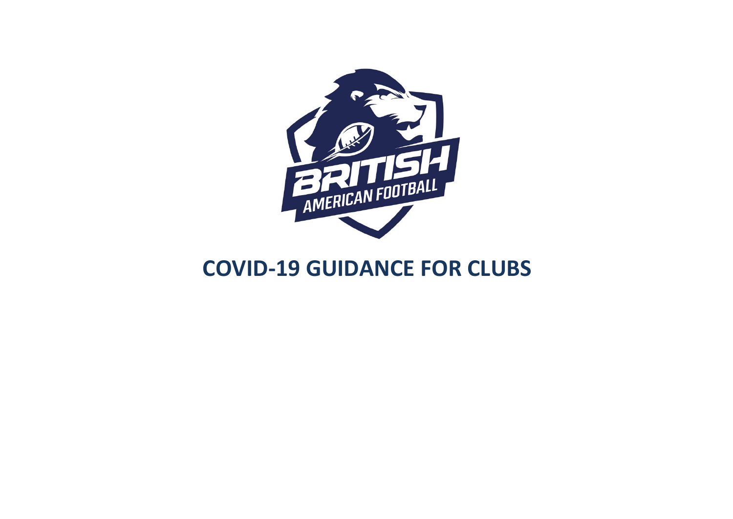BRITISH AMERICAN FOOTBALL

# COVID-19 GUIDANCE FOR CLUBS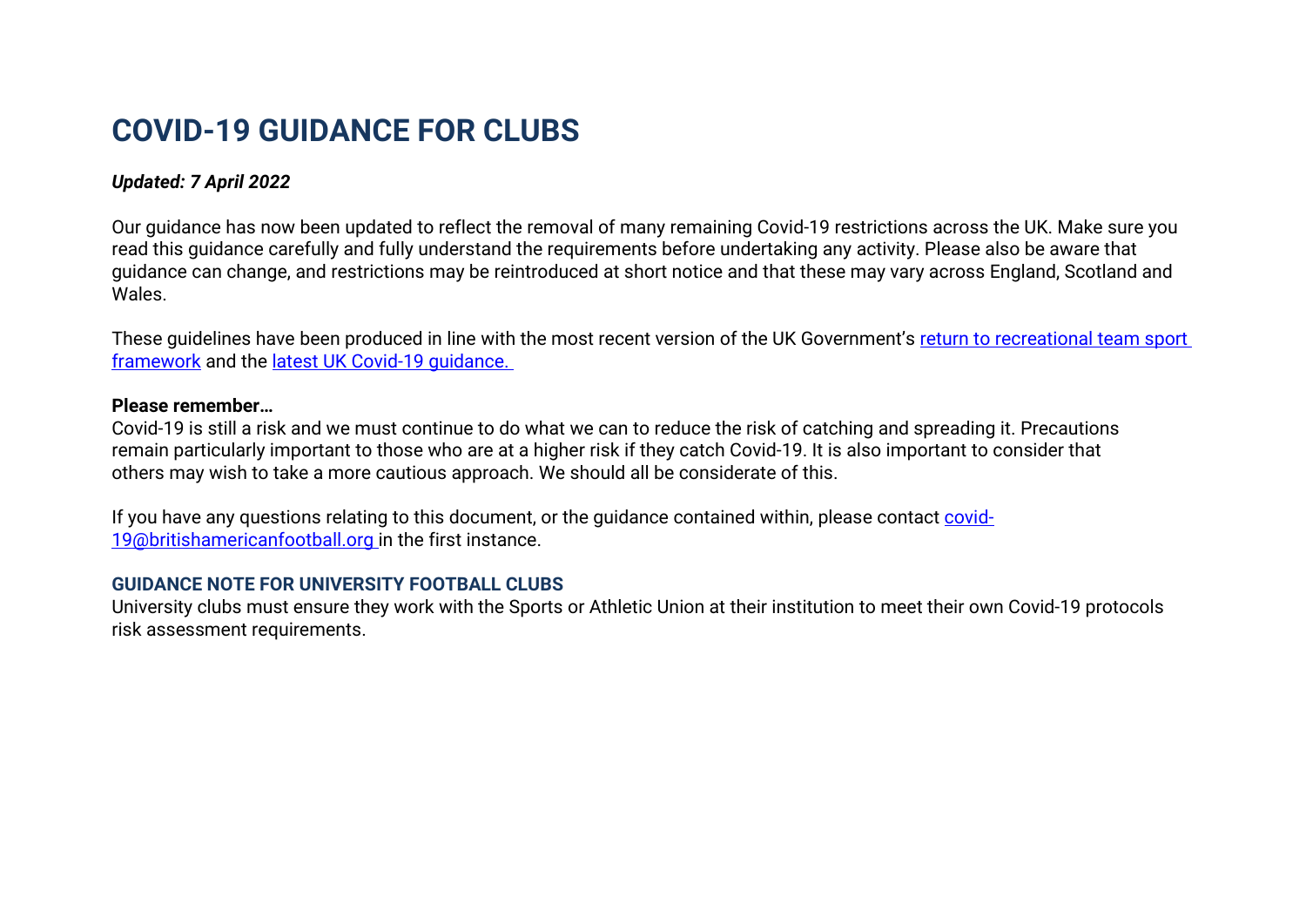# COVID-19 GUIDANCE FOR CLUBS

***Updated: 7 April 2022***

Our guidance has now been updated to reflect the removal of many remaining Covid-19 restrictions across the UK. Make sure you read this guidance carefully and fully understand the requirements before undertaking any activity. Please also be aware that guidance can change, and restrictions may be reintroduced at short notice and that these may vary across England, Scotland and Wales.

These guidelines have been produced in line with the most recent version of the UK Government's [return to recreational team sport framework]() and the [latest UK Covid-19 guidance.]()

**Please remember…**
Covid-19 is still a risk and we must continue to do what we can to reduce the risk of catching and spreading it. Precautions remain particularly important to those who are at a higher risk if they catch Covid-19. It is also important to consider that others may wish to take a more cautious approach. We should all be considerate of this.

If you have any questions relating to this document, or the guidance contained within, please contact [covid-19@britishamericanfootball.org](mailto:covid-19@britishamericanfootball.org) in the first instance.

### GUIDANCE NOTE FOR UNIVERSITY FOOTBALL CLUBS

University clubs must ensure they work with the Sports or Athletic Union at their institution to meet their own Covid-19 protocols risk assessment requirements.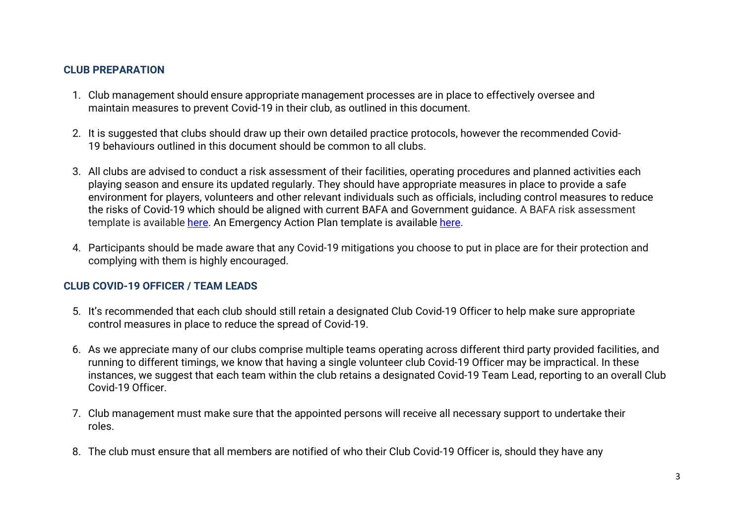## CLUB PREPARATION

1. Club management should ensure appropriate management processes are in place to effectively oversee and maintain measures to prevent Covid-19 in their club, as outlined in this document.

2. It is suggested that clubs should draw up their own detailed practice protocols, however the recommended Covid-19 behaviours outlined in this document should be common to all clubs.

3. All clubs are advised to conduct a risk assessment of their facilities, operating procedures and planned activities each playing season and ensure its updated regularly. They should have appropriate measures in place to provide a safe environment for players, volunteers and other relevant individuals such as officials, including control measures to reduce the risks of Covid-19 which should be aligned with current BAFA and Government guidance. A BAFA risk assessment template is available here. An Emergency Action Plan template is available here.

4. Participants should be made aware that any Covid-19 mitigations you choose to put in place are for their protection and complying with them is highly encouraged.

## CLUB COVID-19 OFFICER / TEAM LEADS

5. It's recommended that each club should still retain a designated Club Covid-19 Officer to help make sure appropriate control measures in place to reduce the spread of Covid-19.

6. As we appreciate many of our clubs comprise multiple teams operating across different third party provided facilities, and running to different timings, we know that having a single volunteer club Covid-19 Officer may be impractical. In these instances, we suggest that each team within the club retains a designated Covid-19 Team Lead, reporting to an overall Club Covid-19 Officer.

7. Club management must make sure that the appointed persons will receive all necessary support to undertake their roles.

8. The club must ensure that all members are notified of who their Club Covid-19 Officer is, should they have any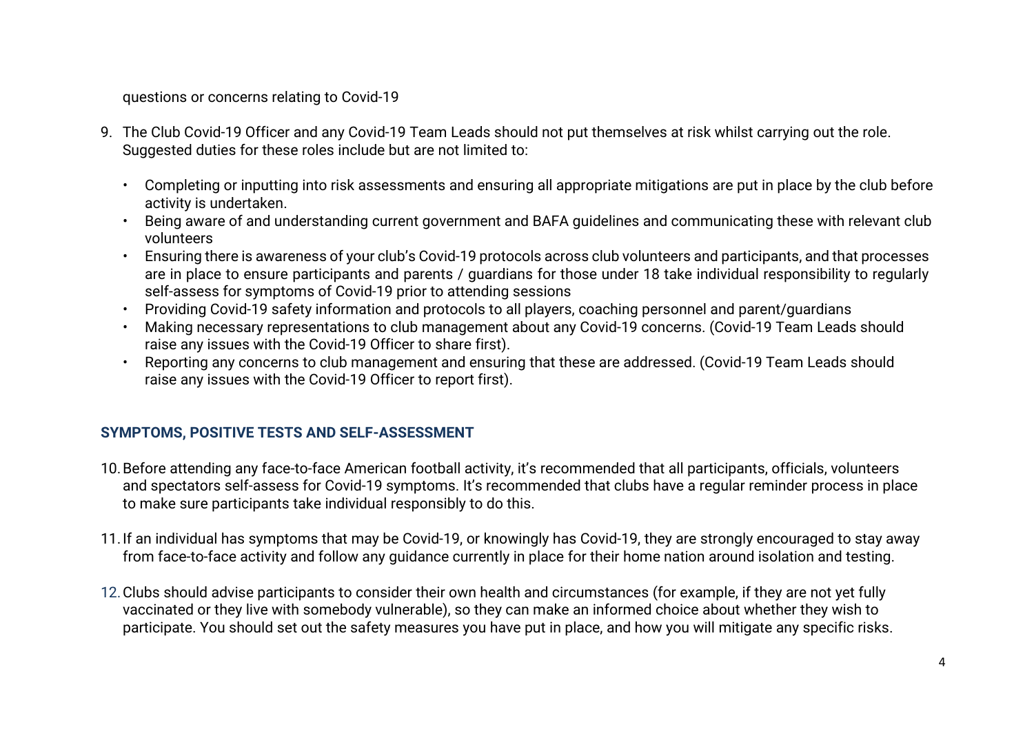questions or concerns relating to Covid-19

9. The Club Covid-19 Officer and any Covid-19 Team Leads should not put themselves at risk whilst carrying out the role. Suggested duties for these roles include but are not limited to:

   - Completing or inputting into risk assessments and ensuring all appropriate mitigations are put in place by the club before activity is undertaken.
   - Being aware of and understanding current government and BAFA guidelines and communicating these with relevant club volunteers
   - Ensuring there is awareness of your club's Covid-19 protocols across club volunteers and participants, and that processes are in place to ensure participants and parents / guardians for those under 18 take individual responsibility to regularly self-assess for symptoms of Covid-19 prior to attending sessions
   - Providing Covid-19 safety information and protocols to all players, coaching personnel and parent/guardians
   - Making necessary representations to club management about any Covid-19 concerns. (Covid-19 Team Leads should raise any issues with the Covid-19 Officer to share first).
   - Reporting any concerns to club management and ensuring that these are addressed. (Covid-19 Team Leads should raise any issues with the Covid-19 Officer to report first).

## SYMPTOMS, POSITIVE TESTS AND SELF-ASSESSMENT

10. Before attending any face-to-face American football activity, it's recommended that all participants, officials, volunteers and spectators self-assess for Covid-19 symptoms. It's recommended that clubs have a regular reminder process in place to make sure participants take individual responsibly to do this.

11. If an individual has symptoms that may be Covid-19, or knowingly has Covid-19, they are strongly encouraged to stay away from face-to-face activity and follow any guidance currently in place for their home nation around isolation and testing.

12. Clubs should advise participants to consider their own health and circumstances (for example, if they are not yet fully vaccinated or they live with somebody vulnerable), so they can make an informed choice about whether they wish to participate. You should set out the safety measures you have put in place, and how you will mitigate any specific risks.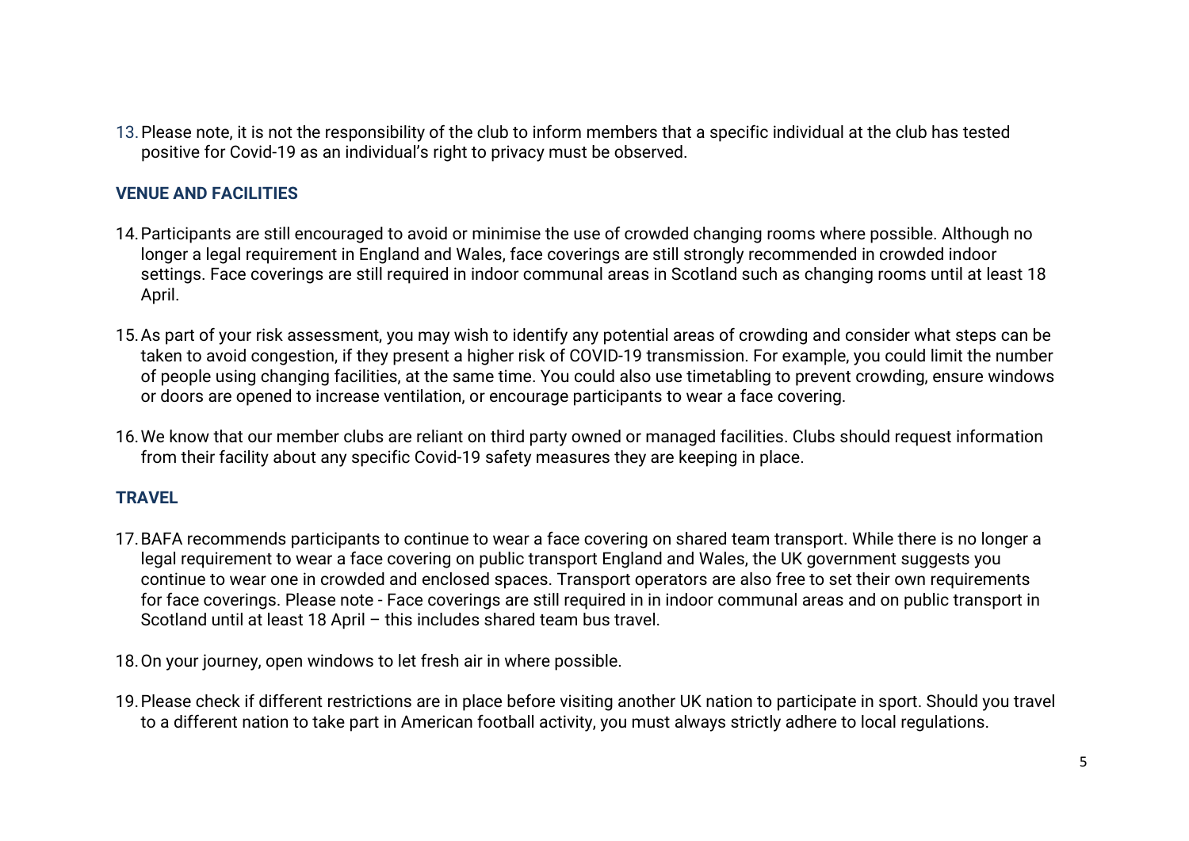13. Please note, it is not the responsibility of the club to inform members that a specific individual at the club has tested positive for Covid-19 as an individual's right to privacy must be observed.

## VENUE AND FACILITIES

14. Participants are still encouraged to avoid or minimise the use of crowded changing rooms where possible. Although no longer a legal requirement in England and Wales, face coverings are still strongly recommended in crowded indoor settings. Face coverings are still required in indoor communal areas in Scotland such as changing rooms until at least 18 April.

15. As part of your risk assessment, you may wish to identify any potential areas of crowding and consider what steps can be taken to avoid congestion, if they present a higher risk of COVID-19 transmission. For example, you could limit the number of people using changing facilities, at the same time. You could also use timetabling to prevent crowding, ensure windows or doors are opened to increase ventilation, or encourage participants to wear a face covering.

16. We know that our member clubs are reliant on third party owned or managed facilities. Clubs should request information from their facility about any specific Covid-19 safety measures they are keeping in place.

## TRAVEL

17. BAFA recommends participants to continue to wear a face covering on shared team transport. While there is no longer a legal requirement to wear a face covering on public transport England and Wales, the UK government suggests you continue to wear one in crowded and enclosed spaces. Transport operators are also free to set their own requirements for face coverings. Please note - Face coverings are still required in in indoor communal areas and on public transport in Scotland until at least 18 April – this includes shared team bus travel.

18. On your journey, open windows to let fresh air in where possible.

19. Please check if different restrictions are in place before visiting another UK nation to participate in sport. Should you travel to a different nation to take part in American football activity, you must always strictly adhere to local regulations.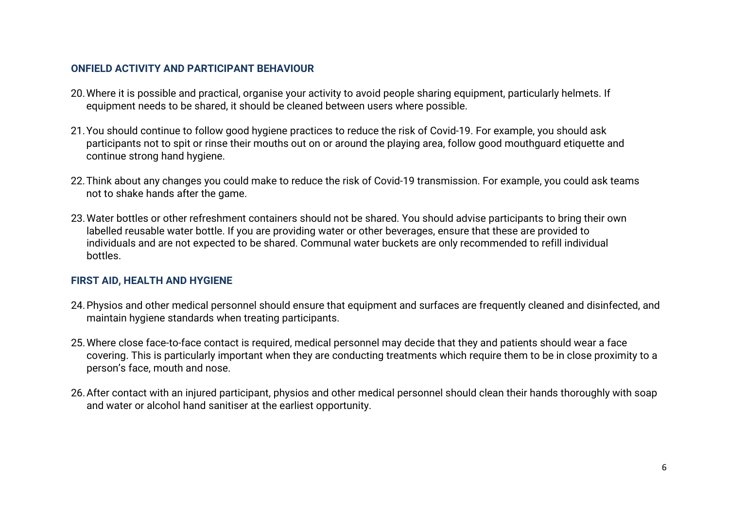## ONFIELD ACTIVITY AND PARTICIPANT BEHAVIOUR

20. Where it is possible and practical, organise your activity to avoid people sharing equipment, particularly helmets. If equipment needs to be shared, it should be cleaned between users where possible.

21. You should continue to follow good hygiene practices to reduce the risk of Covid-19. For example, you should ask participants not to spit or rinse their mouths out on or around the playing area, follow good mouthguard etiquette and continue strong hand hygiene.

22. Think about any changes you could make to reduce the risk of Covid-19 transmission. For example, you could ask teams not to shake hands after the game.

23. Water bottles or other refreshment containers should not be shared. You should advise participants to bring their own labelled reusable water bottle. If you are providing water or other beverages, ensure that these are provided to individuals and are not expected to be shared. Communal water buckets are only recommended to refill individual bottles.

## FIRST AID, HEALTH AND HYGIENE

24. Physios and other medical personnel should ensure that equipment and surfaces are frequently cleaned and disinfected, and maintain hygiene standards when treating participants.

25. Where close face-to-face contact is required, medical personnel may decide that they and patients should wear a face covering. This is particularly important when they are conducting treatments which require them to be in close proximity to a person's face, mouth and nose.

26. After contact with an injured participant, physios and other medical personnel should clean their hands thoroughly with soap and water or alcohol hand sanitiser at the earliest opportunity.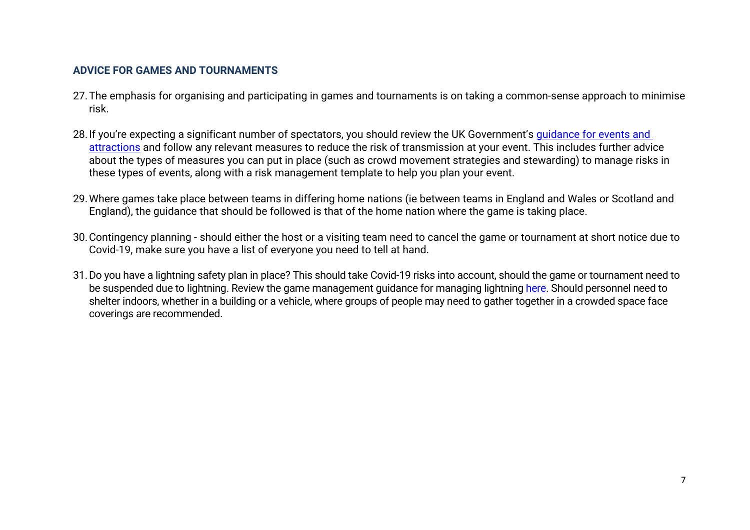## ADVICE FOR GAMES AND TOURNAMENTS

27. The emphasis for organising and participating in games and tournaments is on taking a common-sense approach to minimise risk.

28. If you're expecting a significant number of spectators, you should review the UK Government's guidance for events and attractions and follow any relevant measures to reduce the risk of transmission at your event. This includes further advice about the types of measures you can put in place (such as crowd movement strategies and stewarding) to manage risks in these types of events, along with a risk management template to help you plan your event.

29. Where games take place between teams in differing home nations (ie between teams in England and Wales or Scotland and England), the guidance that should be followed is that of the home nation where the game is taking place.

30. Contingency planning - should either the host or a visiting team need to cancel the game or tournament at short notice due to Covid-19, make sure you have a list of everyone you need to tell at hand.

31. Do you have a lightning safety plan in place? This should take Covid-19 risks into account, should the game or tournament need to be suspended due to lightning. Review the game management guidance for managing lightning here. Should personnel need to shelter indoors, whether in a building or a vehicle, where groups of people may need to gather together in a crowded space face coverings are recommended.